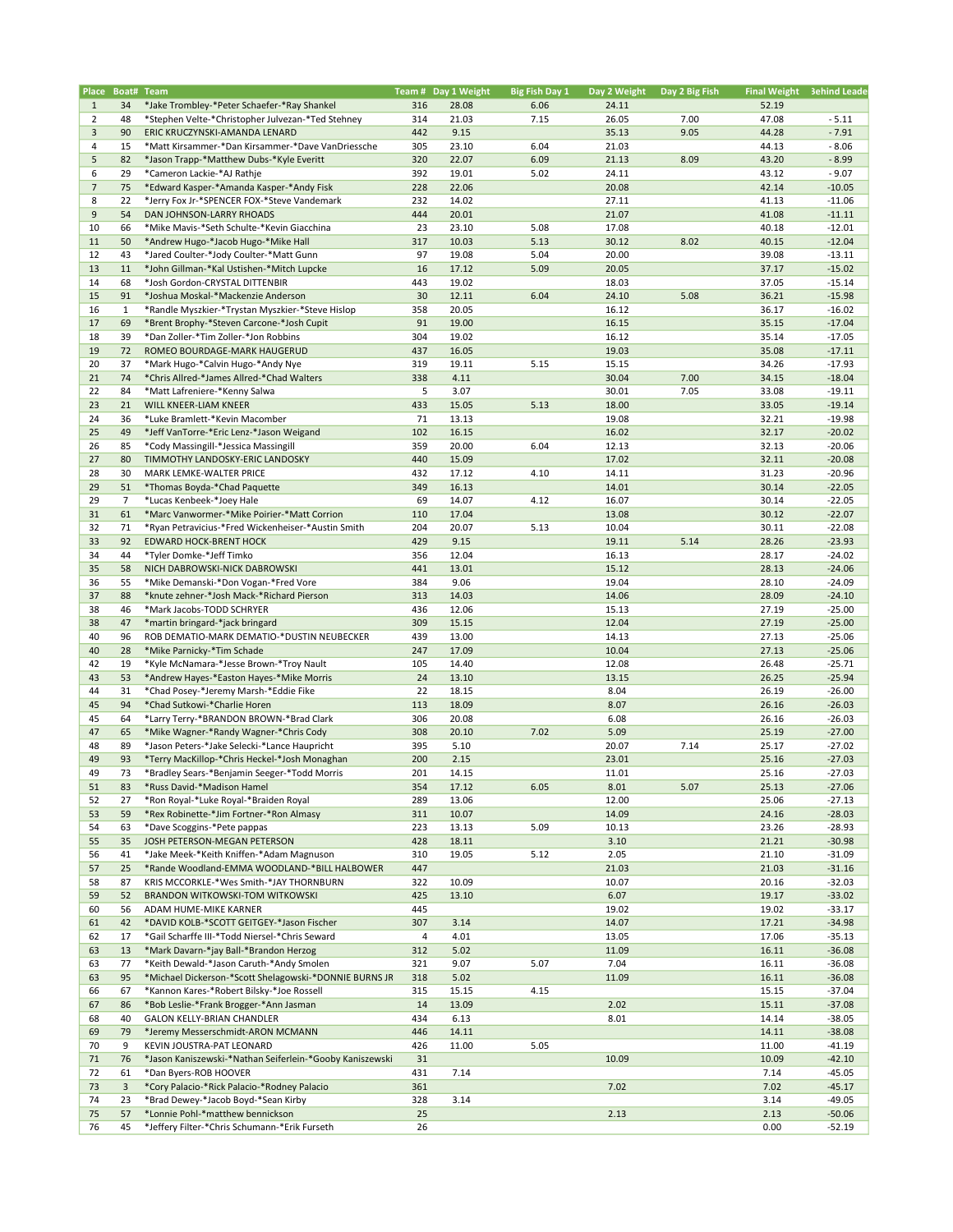| Place | Boat# | Team | Team # | Day 1 Weight | Big Fish Day 1 | Day 2 Weight | Day 2 Big Fish | Final Weight | Behind Leader |
|---|---|---|---|---|---|---|---|---|---|
| 1 | 34 | *Jake Trombley-*Peter Schaefer-*Ray Shankel | 316 | 28.08 | 6.06 | 24.11 | | 52.19 | |
| 2 | 48 | *Stephen Velte-*Christopher Julvezan-*Ted Stehney | 314 | 21.03 | 7.15 | 26.05 | 7.00 | 47.08 | - 5.11 |
| 3 | 90 | ERIC KRUCZYNSKI-AMANDA LENARD | 442 | 9.15 | | 35.13 | 9.05 | 44.28 | - 7.91 |
| 4 | 15 | *Matt Kirsammer-*Dan Kirsammer-*Dave VanDriessche | 305 | 23.10 | 6.04 | 21.03 | | 44.13 | - 8.06 |
| 5 | 82 | *Jason Trapp-*Matthew Dubs-*Kyle Everitt | 320 | 22.07 | 6.09 | 21.13 | 8.09 | 43.20 | - 8.99 |
| 6 | 29 | *Cameron Lackie-*AJ Rathje | 392 | 19.01 | 5.02 | 24.11 | | 43.12 | - 9.07 |
| 7 | 75 | *Edward Kasper-*Amanda Kasper-*Andy Fisk | 228 | 22.06 | | 20.08 | | 42.14 | -10.05 |
| 8 | 22 | *Jerry Fox Jr-*SPENCER FOX-*Steve Vandemark | 232 | 14.02 | | 27.11 | | 41.13 | -11.06 |
| 9 | 54 | DAN JOHNSON-LARRY RHOADS | 444 | 20.01 | | 21.07 | | 41.08 | -11.11 |
| 10 | 66 | *Mike Mavis-*Seth Schulte-*Kevin Giacchina | 23 | 23.10 | 5.08 | 17.08 | | 40.18 | -12.01 |
| 11 | 50 | *Andrew Hugo-*Jacob Hugo-*Mike Hall | 317 | 10.03 | 5.13 | 30.12 | 8.02 | 40.15 | -12.04 |
| 12 | 43 | *Jared Coulter-*Jody Coulter-*Matt Gunn | 97 | 19.08 | 5.04 | 20.00 | | 39.08 | -13.11 |
| 13 | 11 | *John Gillman-*Kal Ustishen-*Mitch Lupcke | 16 | 17.12 | 5.09 | 20.05 | | 37.17 | -15.02 |
| 14 | 68 | *Josh Gordon-CRYSTAL DITTENBIR | 443 | 19.02 | | 18.03 | | 37.05 | -15.14 |
| 15 | 91 | *Joshua Moskal-*Mackenzie Anderson | 30 | 12.11 | 6.04 | 24.10 | 5.08 | 36.21 | -15.98 |
| 16 | 1 | *Randle Myszkier-*Trystan Myszkier-*Steve Hislop | 358 | 20.05 | | 16.12 | | 36.17 | -16.02 |
| 17 | 69 | *Brent Brophy-*Steven Carcone-*Josh Cupit | 91 | 19.00 | | 16.15 | | 35.15 | -17.04 |
| 18 | 39 | *Dan Zoller-*Tim Zoller-*Jon Robbins | 304 | 19.02 | | 16.12 | | 35.14 | -17.05 |
| 19 | 72 | ROMEO BOURDAGE-MARK HAUGERUD | 437 | 16.05 | | 19.03 | | 35.08 | -17.11 |
| 20 | 37 | *Mark Hugo-*Calvin Hugo-*Andy Nye | 319 | 19.11 | 5.15 | 15.15 | | 34.26 | -17.93 |
| 21 | 74 | *Chris Allred-*James Allred-*Chad Walters | 338 | 4.11 | | 30.04 | 7.00 | 34.15 | -18.04 |
| 22 | 84 | *Matt Lafreniere-*Kenny Salwa | 5 | 3.07 | | 30.01 | 7.05 | 33.08 | -19.11 |
| 23 | 21 | WILL KNEER-LIAM KNEER | 433 | 15.05 | 5.13 | 18.00 | | 33.05 | -19.14 |
| 24 | 36 | *Luke Bramlett-*Kevin Macomber | 71 | 13.13 | | 19.08 | | 32.21 | -19.98 |
| 25 | 49 | *Jeff VanTorre-*Eric Lenz-*Jason Weigand | 102 | 16.15 | | 16.02 | | 32.17 | -20.02 |
| 26 | 85 | *Cody Massingill-*Jessica Massingill | 359 | 20.00 | 6.04 | 12.13 | | 32.13 | -20.06 |
| 27 | 80 | TIMMOTHY LANDOSKY-ERIC LANDOSKY | 440 | 15.09 | | 17.02 | | 32.11 | -20.08 |
| 28 | 30 | MARK LEMKE-WALTER PRICE | 432 | 17.12 | 4.10 | 14.11 | | 31.23 | -20.96 |
| 29 | 51 | *Thomas Boyda-*Chad Paquette | 349 | 16.13 | | 14.01 | | 30.14 | -22.05 |
| 29 | 7 | *Lucas Kenbeek-*Joey Hale | 69 | 14.07 | 4.12 | 16.07 | | 30.14 | -22.05 |
| 31 | 61 | *Marc Vanwormer-*Mike Poirier-*Matt Corrion | 110 | 17.04 | | 13.08 | | 30.12 | -22.07 |
| 32 | 71 | *Ryan Petravicius-*Fred Wickenheiser-*Austin Smith | 204 | 20.07 | 5.13 | 10.04 | | 30.11 | -22.08 |
| 33 | 92 | EDWARD HOCK-BRENT HOCK | 429 | 9.15 | | 19.11 | 5.14 | 28.26 | -23.93 |
| 34 | 44 | *Tyler Domke-*Jeff Timko | 356 | 12.04 | | 16.13 | | 28.17 | -24.02 |
| 35 | 58 | NICH DABROWSKI-NICK DABROWSKI | 441 | 13.01 | | 15.12 | | 28.13 | -24.06 |
| 36 | 55 | *Mike Demanski-*Don Vogan-*Fred Vore | 384 | 9.06 | | 19.04 | | 28.10 | -24.09 |
| 37 | 88 | *knute zehner-*Josh Mack-*Richard Pierson | 313 | 14.03 | | 14.06 | | 28.09 | -24.10 |
| 38 | 46 | *Mark Jacobs-TODD SCHRYER | 436 | 12.06 | | 15.13 | | 27.19 | -25.00 |
| 38 | 47 | *martin bringard-*jack bringard | 309 | 15.15 | | 12.04 | | 27.19 | -25.00 |
| 40 | 96 | ROB DEMATIO-MARK DEMATIO-*DUSTIN NEUBECKER | 439 | 13.00 | | 14.13 | | 27.13 | -25.06 |
| 40 | 28 | *Mike Parnicky-*Tim Schade | 247 | 17.09 | | 10.04 | | 27.13 | -25.06 |
| 42 | 19 | *Kyle McNamara-*Jesse Brown-*Troy Nault | 105 | 14.40 | | 12.08 | | 26.48 | -25.71 |
| 43 | 53 | *Andrew Hayes-*Easton Hayes-*Mike Morris | 24 | 13.10 | | 13.15 | | 26.25 | -25.94 |
| 44 | 31 | *Chad Posey-*Jeremy Marsh-*Eddie Fike | 22 | 18.15 | | 8.04 | | 26.19 | -26.00 |
| 45 | 94 | *Chad Sutkowi-*Charlie Horen | 113 | 18.09 | | 8.07 | | 26.16 | -26.03 |
| 45 | 64 | *Larry Terry-*BRANDON BROWN-*Brad Clark | 306 | 20.08 | | 6.08 | | 26.16 | -26.03 |
| 47 | 65 | *Mike Wagner-*Randy Wagner-*Chris Cody | 308 | 20.10 | 7.02 | 5.09 | | 25.19 | -27.00 |
| 48 | 89 | *Jason Peters-*Jake Selecki-*Lance Haupricht | 395 | 5.10 | | 20.07 | 7.14 | 25.17 | -27.02 |
| 49 | 93 | *Terry MacKillop-*Chris Heckel-*Josh Monaghan | 200 | 2.15 | | 23.01 | | 25.16 | -27.03 |
| 49 | 73 | *Bradley Sears-*Benjamin Seeger-*Todd Morris | 201 | 14.15 | | 11.01 | | 25.16 | -27.03 |
| 51 | 83 | *Russ David-*Madison Hamel | 354 | 17.12 | 6.05 | 8.01 | 5.07 | 25.13 | -27.06 |
| 52 | 27 | *Ron Royal-*Luke Royal-*Braiden Royal | 289 | 13.06 | | 12.00 | | 25.06 | -27.13 |
| 53 | 59 | *Rex Robinette-*Jim Fortner-*Ron Almasy | 311 | 10.07 | | 14.09 | | 24.16 | -28.03 |
| 54 | 63 | *Dave Scoggins-*Pete pappas | 223 | 13.13 | 5.09 | 10.13 | | 23.26 | -28.93 |
| 55 | 35 | JOSH PETERSON-MEGAN PETERSON | 428 | 18.11 | | 3.10 | | 21.21 | -30.98 |
| 56 | 41 | *Jake Meek-*Keith Kniffen-*Adam Magnuson | 310 | 19.05 | 5.12 | 2.05 | | 21.10 | -31.09 |
| 57 | 25 | *Rande Woodland-EMMA WOODLAND-*BILL HALBOWER | 447 | | | 21.03 | | 21.03 | -31.16 |
| 58 | 87 | KRIS MCCORKLE-*Wes Smith-*JAY THORNBURN | 322 | 10.09 | | 10.07 | | 20.16 | -32.03 |
| 59 | 52 | BRANDON WITKOWSKI-TOM WITKOWSKI | 425 | 13.10 | | 6.07 | | 19.17 | -33.02 |
| 60 | 56 | ADAM HUME-MIKE KARNER | 445 | | | 19.02 | | 19.02 | -33.17 |
| 61 | 42 | *DAVID KOLB-*SCOTT GEITGEY-*Jason Fischer | 307 | 3.14 | | 14.07 | | 17.21 | -34.98 |
| 62 | 17 | *Gail Scharffe III-*Todd Niersel-*Chris Seward | 4 | 4.01 | | 13.05 | | 17.06 | -35.13 |
| 63 | 13 | *Mark Davarn-*jay Ball-*Brandon Herzog | 312 | 5.02 | | 11.09 | | 16.11 | -36.08 |
| 63 | 77 | *Keith Dewald-*Jason Caruth-*Andy Smolen | 321 | 9.07 | 5.07 | 7.04 | | 16.11 | -36.08 |
| 63 | 95 | *Michael Dickerson-*Scott Shelagowski-*DONNIE BURNS JR | 318 | 5.02 | | 11.09 | | 16.11 | -36.08 |
| 66 | 67 | *Kannon Kares-*Robert Bilsky-*Joe Rossell | 315 | 15.15 | 4.15 | | | 15.15 | -37.04 |
| 67 | 86 | *Bob Leslie-*Frank Brogger-*Ann Jasman | 14 | 13.09 | | 2.02 | | 15.11 | -37.08 |
| 68 | 40 | GALON KELLY-BRIAN CHANDLER | 434 | 6.13 | | 8.01 | | 14.14 | -38.05 |
| 69 | 79 | *Jeremy Messerschmidt-ARON MCMANN | 446 | 14.11 | | | | 14.11 | -38.08 |
| 70 | 9 | KEVIN JOUSTRA-PAT LEONARD | 426 | 11.00 | 5.05 | | | 11.00 | -41.19 |
| 71 | 76 | *Jason Kaniszewski-*Nathan Seiferlein-*Gooby Kaniszewski | 31 | | | 10.09 | | 10.09 | -42.10 |
| 72 | 61 | *Dan Byers-ROB HOOVER | 431 | 7.14 | | | | 7.14 | -45.05 |
| 73 | 3 | *Cory Palacio-*Rick Palacio-*Rodney Palacio | 361 | | | 7.02 | | 7.02 | -45.17 |
| 74 | 23 | *Brad Dewey-*Jacob Boyd-*Sean Kirby | 328 | 3.14 | | | | 3.14 | -49.05 |
| 75 | 57 | *Lonnie Pohl-*matthew bennickson | 25 | | | 2.13 | | 2.13 | -50.06 |
| 76 | 45 | *Jeffery Filter-*Chris Schumann-*Erik Furseth | 26 | | | | | 0.00 | -52.19 |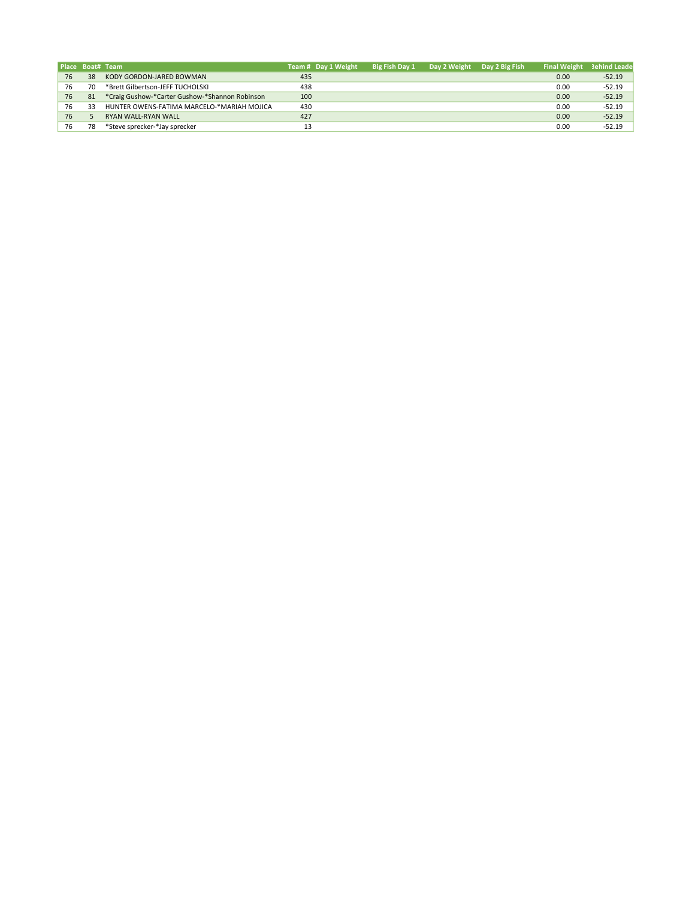| Place | Boat# | Team | Team # | Day 1 Weight | Big Fish Day 1 | Day 2 Weight | Day 2 Big Fish | Final Weight | Behind Leader |
|---|---|---|---|---|---|---|---|---|---|
| 76 | 38 | KODY GORDON-JARED BOWMAN | 435 | | | | | 0.00 | -52.19 |
| 76 | 70 | *Brett Gilbertson-JEFF TUCHOLSKI | 438 | | | | | 0.00 | -52.19 |
| 76 | 81 | *Craig Gushow-*Carter Gushow-*Shannon Robinson | 100 | | | | | 0.00 | -52.19 |
| 76 | 33 | HUNTER OWENS-FATIMA MARCELO-*MARIAH MOJICA | 430 | | | | | 0.00 | -52.19 |
| 76 | 5 | RYAN WALL-RYAN WALL | 427 | | | | | 0.00 | -52.19 |
| 76 | 78 | *Steve sprecker-*Jay sprecker | 13 | | | | | 0.00 | -52.19 |